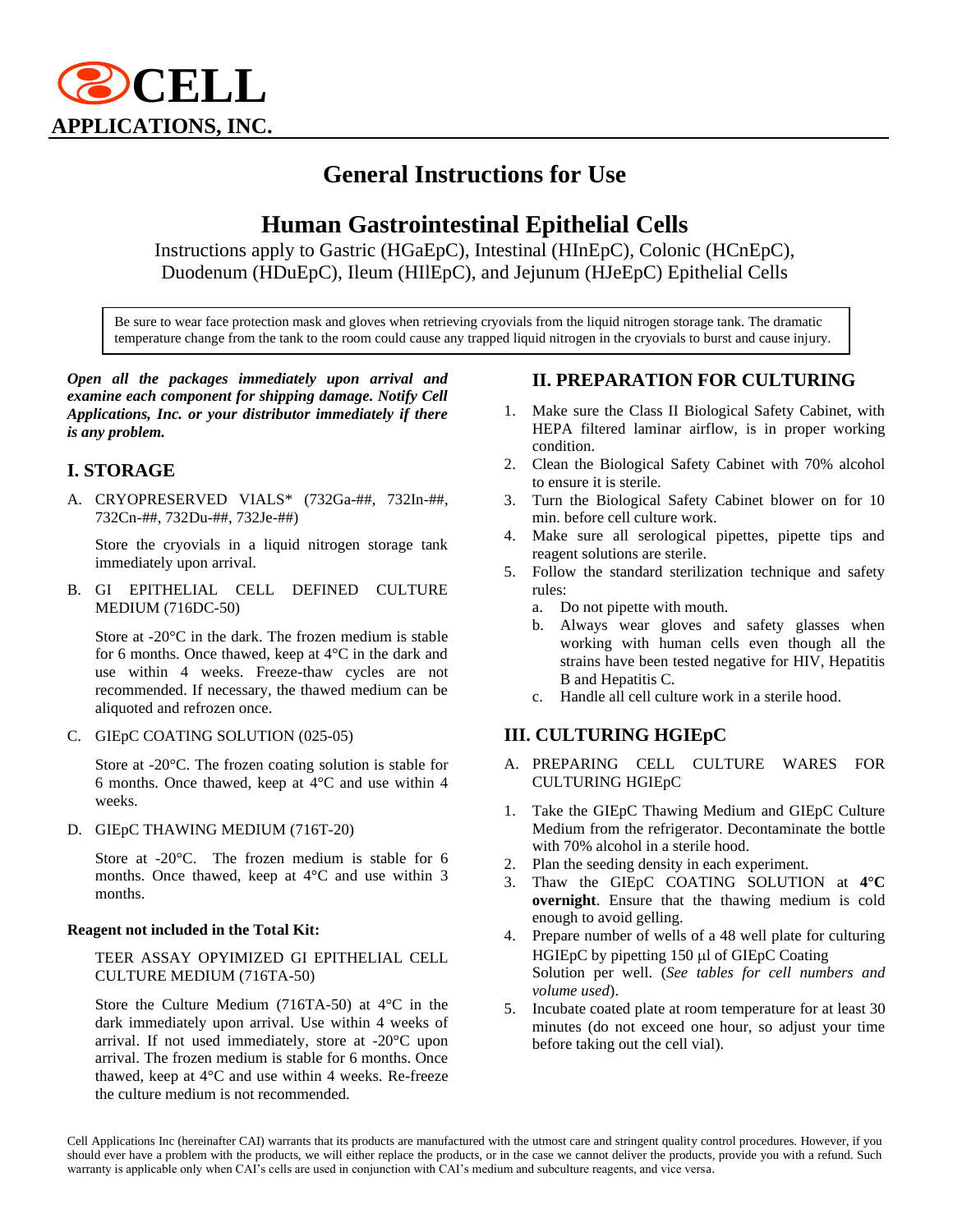**CELL**
**APPLICATIONS, INC.**

# General Instructions for Use

# Human Gastrointestinal Epithelial Cells

Instructions apply to Gastric (HGaEpC), Intestinal (HInEpC), Colonic (HCnEpC), Duodenum (HDuEpC), Ileum (HIlEpC), and Jejunum (HJeEpC) Epithelial Cells

> Be sure to wear face protection mask and gloves when retrieving cryovials from the liquid nitrogen storage tank. The dramatic temperature change from the tank to the room could cause any trapped liquid nitrogen in the cryovials to burst and cause injury.

***Open all the packages immediately upon arrival and examine each component for shipping damage. Notify Cell Applications, Inc. or your distributor immediately if there is any problem.***

## I. STORAGE

A. CRYOPRESERVED VIALS* (732Ga-##, 732In-##, 732Cn-##, 732Du-##, 732Je-##)

   Store the cryovials in a liquid nitrogen storage tank immediately upon arrival.

B. GI EPITHELIAL CELL DEFINED CULTURE MEDIUM (716DC-50)

   Store at -20°C in the dark. The frozen medium is stable for 6 months. Once thawed, keep at 4°C in the dark and use within 4 weeks. Freeze-thaw cycles are not recommended. If necessary, the thawed medium can be aliquoted and refrozen once.

C. GIEpC COATING SOLUTION (025-05)

   Store at -20°C. The frozen coating solution is stable for 6 months. Once thawed, keep at 4°C and use within 4 weeks.

D. GIEpC THAWING MEDIUM (716T-20)

   Store at -20°C. The frozen medium is stable for 6 months. Once thawed, keep at 4°C and use within 3 months.

**Reagent not included in the Total Kit:**

TEER ASSAY OPYIMIZED GI EPITHELIAL CELL CULTURE MEDIUM (716TA-50)

Store the Culture Medium (716TA-50) at 4°C in the dark immediately upon arrival. Use within 4 weeks of arrival. If not used immediately, store at -20°C upon arrival. The frozen medium is stable for 6 months. Once thawed, keep at 4°C and use within 4 weeks. Re-freeze the culture medium is not recommended.

## II. PREPARATION FOR CULTURING

1. Make sure the Class II Biological Safety Cabinet, with HEPA filtered laminar airflow, is in proper working condition.
2. Clean the Biological Safety Cabinet with 70% alcohol to ensure it is sterile.
3. Turn the Biological Safety Cabinet blower on for 10 min. before cell culture work.
4. Make sure all serological pipettes, pipette tips and reagent solutions are sterile.
5. Follow the standard sterilization technique and safety rules:
   a. Do not pipette with mouth.
   b. Always wear gloves and safety glasses when working with human cells even though all the strains have been tested negative for HIV, Hepatitis B and Hepatitis C.
   c. Handle all cell culture work in a sterile hood.

## III. CULTURING HGIEpC

A. PREPARING CELL CULTURE WARES FOR CULTURING HGIEpC

1. Take the GIEpC Thawing Medium and GIEpC Culture Medium from the refrigerator. Decontaminate the bottle with 70% alcohol in a sterile hood.
2. Plan the seeding density in each experiment.
3. Thaw the GIEpC COATING SOLUTION at **4°C overnight**. Ensure that the thawing medium is cold enough to avoid gelling.
4. Prepare number of wells of a 48 well plate for culturing HGIEpC by pipetting 150 μl of GIEpC Coating Solution per well. (*See tables for cell numbers and volume used*).
5. Incubate coated plate at room temperature for at least 30 minutes (do not exceed one hour, so adjust your time before taking out the cell vial).

Cell Applications Inc (hereinafter CAI) warrants that its products are manufactured with the utmost care and stringent quality control procedures. However, if you should ever have a problem with the products, we will either replace the products, or in the case we cannot deliver the product, provide you with a refund. Such warranty is applicable only when CAI's cells are used in conjunction with CAI's medium and subculture reagents, and vice versa.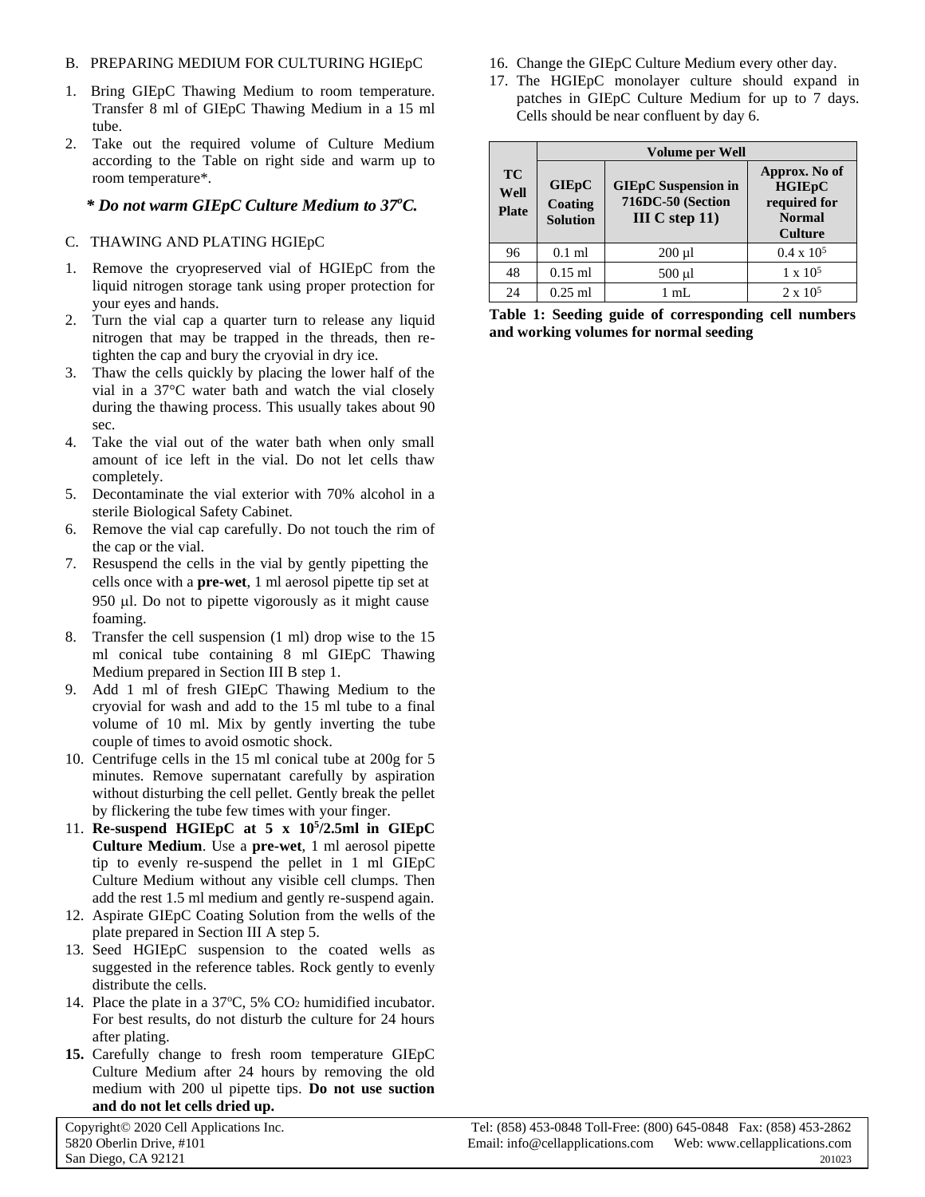B. PREPARING MEDIUM FOR CULTURING HGIEpC

1. Bring GIEpC Thawing Medium to room temperature. Transfer 8 ml of GIEpC Thawing Medium in a 15 ml tube.
2. Take out the required volume of Culture Medium according to the Table on right side and warm up to room temperature*.

***\* Do not warm GIEpC Culture Medium to 37°C.***

C. THAWING AND PLATING HGIEpC

1. Remove the cryopreserved vial of HGIEpC from the liquid nitrogen storage tank using proper protection for your eyes and hands.
2. Turn the vial cap a quarter turn to release any liquid nitrogen that may be trapped in the threads, then re-tighten the cap and bury the cryovial in dry ice.
3. Thaw the cells quickly by placing the lower half of the vial in a 37°C water bath and watch the vial closely during the thawing process. This usually takes about 90 sec.
4. Take the vial out of the water bath when only small amount of ice left in the vial. Do not let cells thaw completely.
5. Decontaminate the vial exterior with 70% alcohol in a sterile Biological Safety Cabinet.
6. Remove the vial cap carefully. Do not touch the rim of the cap or the vial.
7. Resuspend the cells in the vial by gently pipetting the cells once with a **pre-wet**, 1 ml aerosol pipette tip set at 950 µl. Do not to pipette vigorously as it might cause foaming.
8. Transfer the cell suspension (1 ml) drop wise to the 15 ml conical tube containing 8 ml GIEpC Thawing Medium prepared in Section III B step 1.
9. Add 1 ml of fresh GIEpC Thawing Medium to the cryovial for wash and add to the 15 ml tube to a final volume of 10 ml. Mix by gently inverting the tube couple of times to avoid osmotic shock.
10. Centrifuge cells in the 15 ml conical tube at 200g for 5 minutes. Remove supernatant carefully by aspiration without disturbing the cell pellet. Gently break the pellet by flickering the tube few times with your finger.
11. **Re-suspend HGIEpC at 5 x $10^5$/2.5ml in GIEpC Culture Medium**. Use a **pre-wet**, 1 ml aerosol pipette tip to evenly re-suspend the pellet in 1 ml GIEpC Culture Medium without any visible cell clumps. Then add the rest 1.5 ml medium and gently re-suspend again.
12. Aspirate GIEpC Coating Solution from the wells of the plate prepared in Section III A step 5.
13. Seed HGIEpC suspension to the coated wells as suggested in the reference tables. Rock gently to evenly distribute the cells.
14. Place the plate in a 37°C, 5% $CO_2$ humidified incubator. For best results, do not disturb the culture for 24 hours after plating.
15. Carefully change to fresh room temperature GIEpC Culture Medium after 24 hours by removing the old medium with 200 ul pipette tips. **Do not use suction and do not let cells dried up.**
16. Change the GIEpC Culture Medium every other day.
17. The HGIEpC monolayer culture should expand in patches in GIEpC Culture Medium for up to 7 days. Cells should be near confluent by day 6.

| TC Well Plate | Volume per Well | | |
|---|---|---|---|
| | **GIEpC Coating Solution** | **GIEpC Suspension in 716DC-50 (Section III C step 11)** | **Approx. No of HGIEpC required for Normal Culture** |
| 96 | 0.1 ml | 200 µl | 0.4 x $10^5$ |
| 48 | 0.15 ml | 500 µl | 1 x $10^5$ |
| 24 | 0.25 ml | 1 mL | 2 x $10^5$ |

**Table 1: Seeding guide of corresponding cell numbers and working volumes for normal seeding**